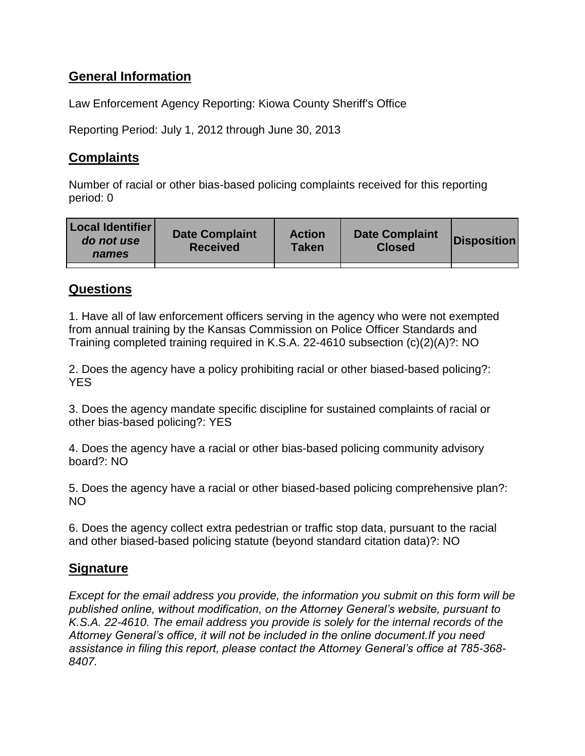## General Information

Law Enforcement Agency Reporting: Kiowa County Sheriff's Office

Reporting Period: July 1, 2012 through June 30, 2013

## Complaints

Number of racial or other bias-based policing complaints received for this reporting period: 0

| **Local Identifier** ***do not use names*** | **Date Complaint Received** | **Action Taken** | **Date Complaint Closed** | **Disposition** |
|---|---|---|---|---|
| | | | | |

## Questions

1. Have all of law enforcement officers serving in the agency who were not exempted from annual training by the Kansas Commission on Police Officer Standards and Training completed training required in K.S.A. 22-4610 subsection (c)(2)(A)?: NO

2. Does the agency have a policy prohibiting racial or other biased-based policing?: YES

3. Does the agency mandate specific discipline for sustained complaints of racial or other bias-based policing?: YES

4. Does the agency have a racial or other bias-based policing community advisory board?: NO

5. Does the agency have a racial or other biased-based policing comprehensive plan?: NO

6. Does the agency collect extra pedestrian or traffic stop data, pursuant to the racial and other biased-based policing statute (beyond standard citation data)?: NO

## Signature

*Except for the email address you provide, the information you submit on this form will be published online, without modification, on the Attorney General's website, pursuant to K.S.A. 22-4610. The email address you provide is solely for the internal records of the Attorney General's office, it will not be included in the online document.If you need assistance in filing this report, please contact the Attorney General's office at 785-368-8407.*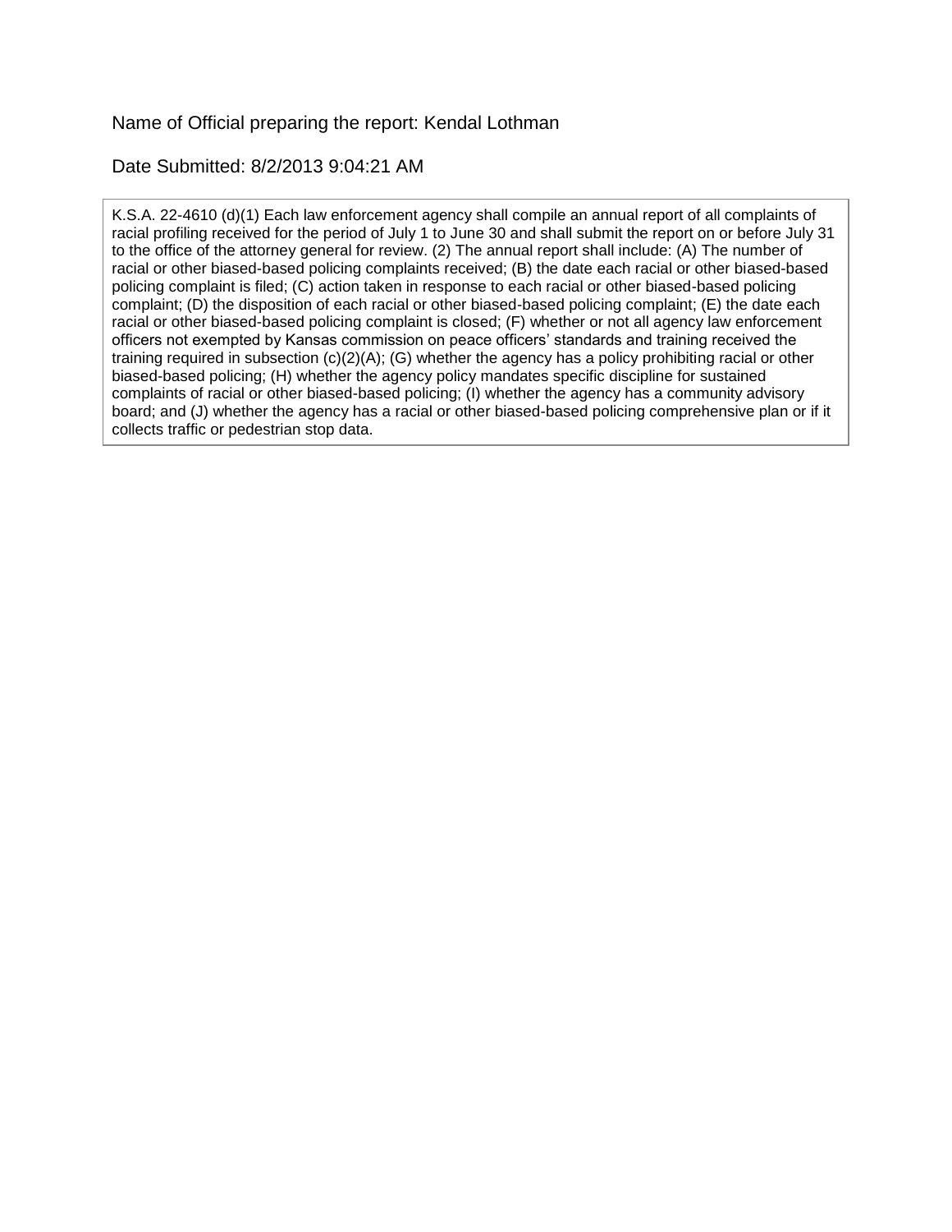Name of Official preparing the report: Kendal Lothman

Date Submitted: 8/2/2013 9:04:21 AM

K.S.A. 22-4610 (d)(1) Each law enforcement agency shall compile an annual report of all complaints of racial profiling received for the period of July 1 to June 30 and shall submit the report on or before July 31 to the office of the attorney general for review. (2) The annual report shall include: (A) The number of racial or other biased-based policing complaints received; (B) the date each racial or other biased-based policing complaint is filed; (C) action taken in response to each racial or other biased-based policing complaint; (D) the disposition of each racial or other biased-based policing complaint; (E) the date each racial or other biased-based policing complaint is closed; (F) whether or not all agency law enforcement officers not exempted by Kansas commission on peace officers' standards and training received the training required in subsection (c)(2)(A); (G) whether the agency has a policy prohibiting racial or other biased-based policing; (H) whether the agency policy mandates specific discipline for sustained complaints of racial or other biased-based policing; (I) whether the agency has a community advisory board; and (J) whether the agency has a racial or other biased-based policing comprehensive plan or if it collects traffic or pedestrian stop data.